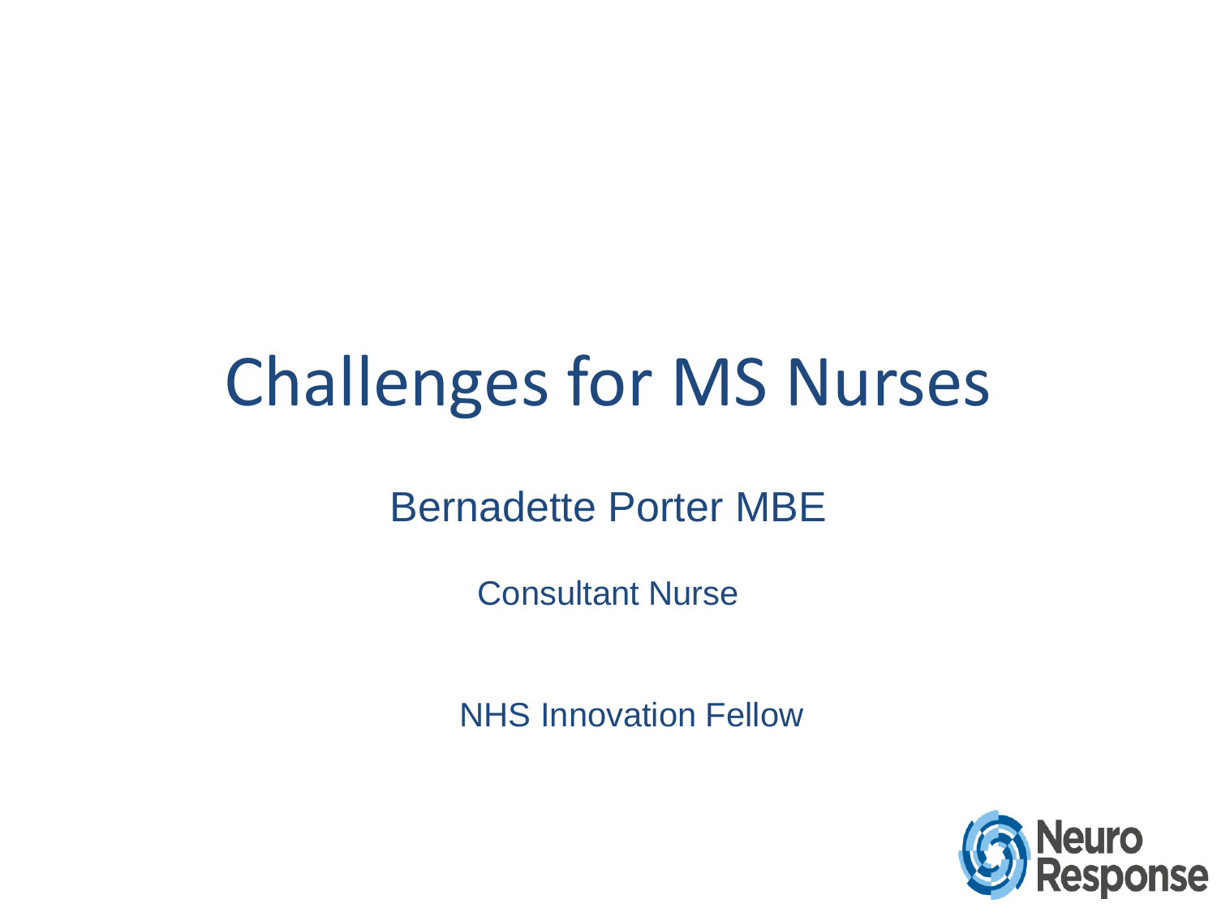# Challenges for MS Nurses

Bernadette Porter MBE

Consultant Nurse

NHS Innovation Fellow

Neuro Response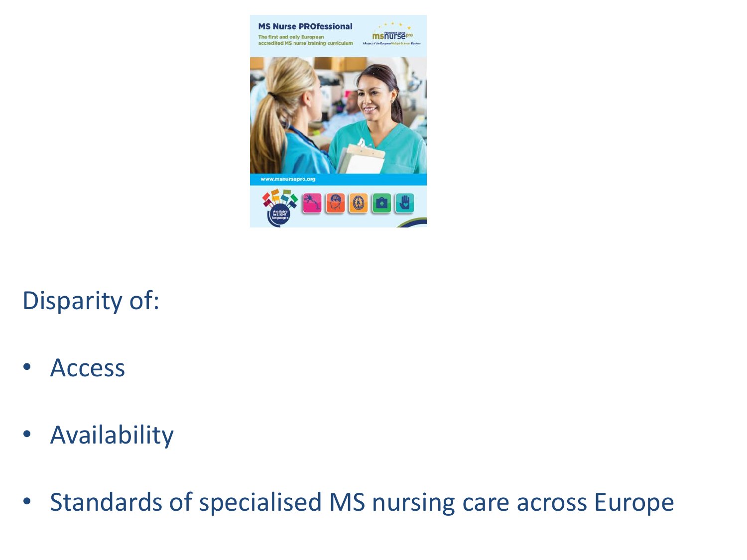Disparity of:

- Access
- Availability
- Standards of specialised MS nursing care across Europe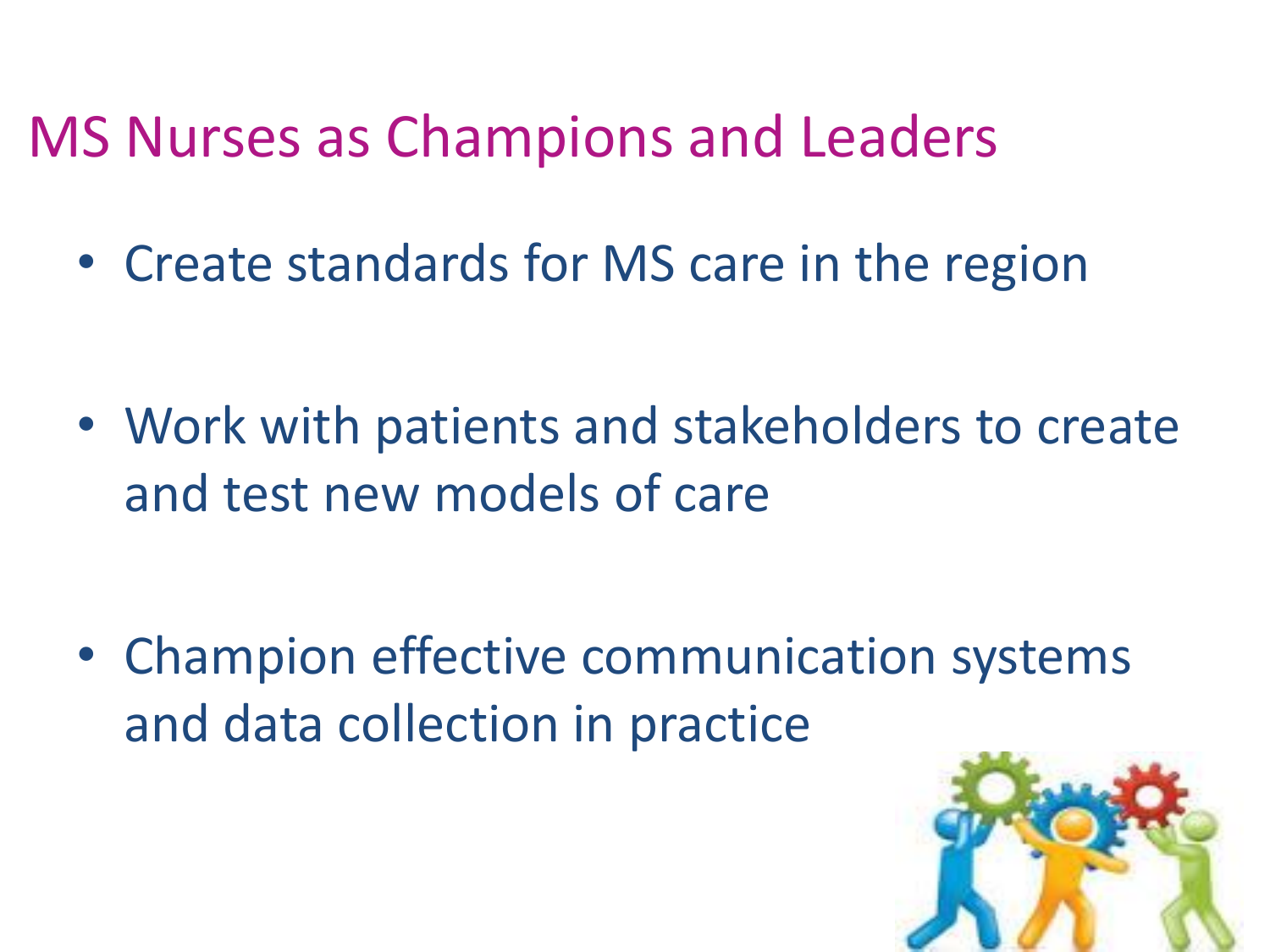# MS Nurses as Champions and Leaders

- Create standards for MS care in the region
- Work with patients and stakeholders to create and test new models of care
- Champion effective communication systems and data collection in practice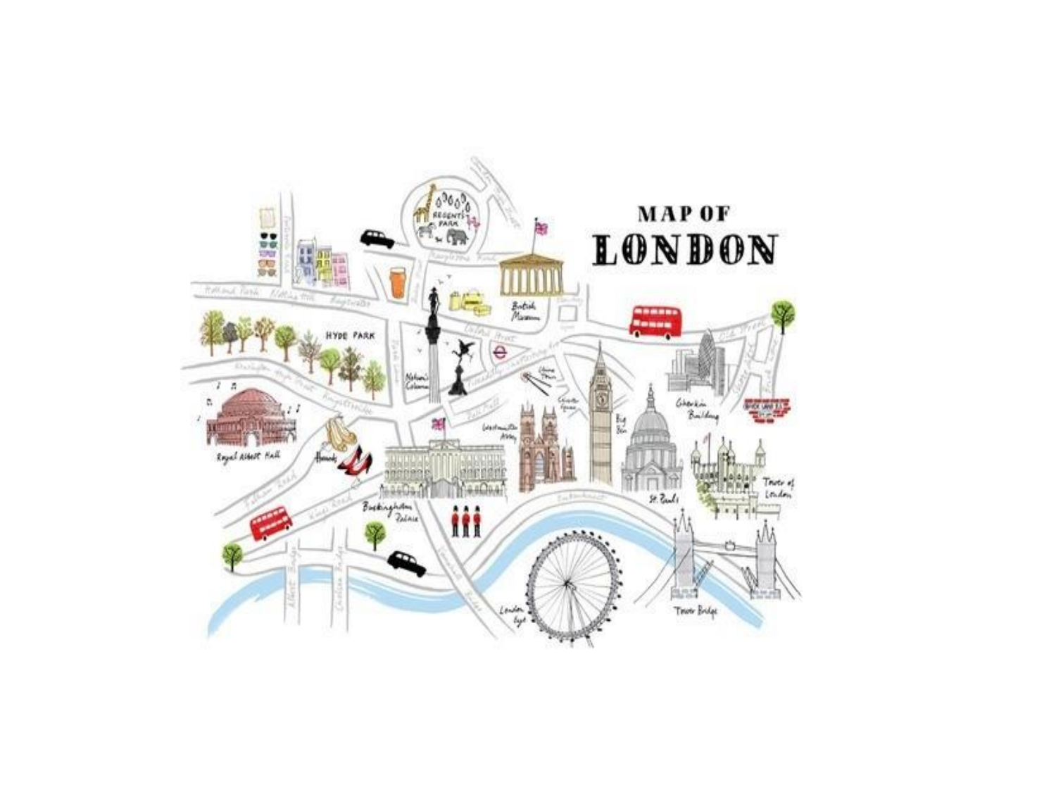# MAP OF LONDON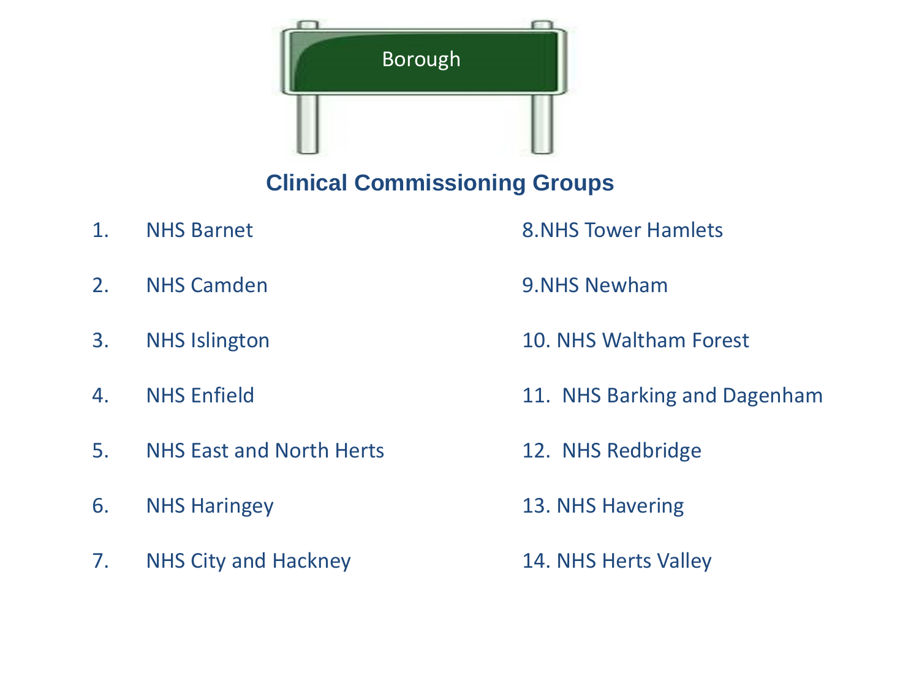Borough

## Clinical Commissioning Groups

1. NHS Barnet
2. NHS Camden
3. NHS Islington
4. NHS Enfield
5. NHS East and North Herts
6. NHS Haringey
7. NHS City and Hackney
8. NHS Tower Hamlets
9. NHS Newham
10. NHS Waltham Forest
11. NHS Barking and Dagenham
12. NHS Redbridge
13. NHS Havering
14. NHS Herts Valley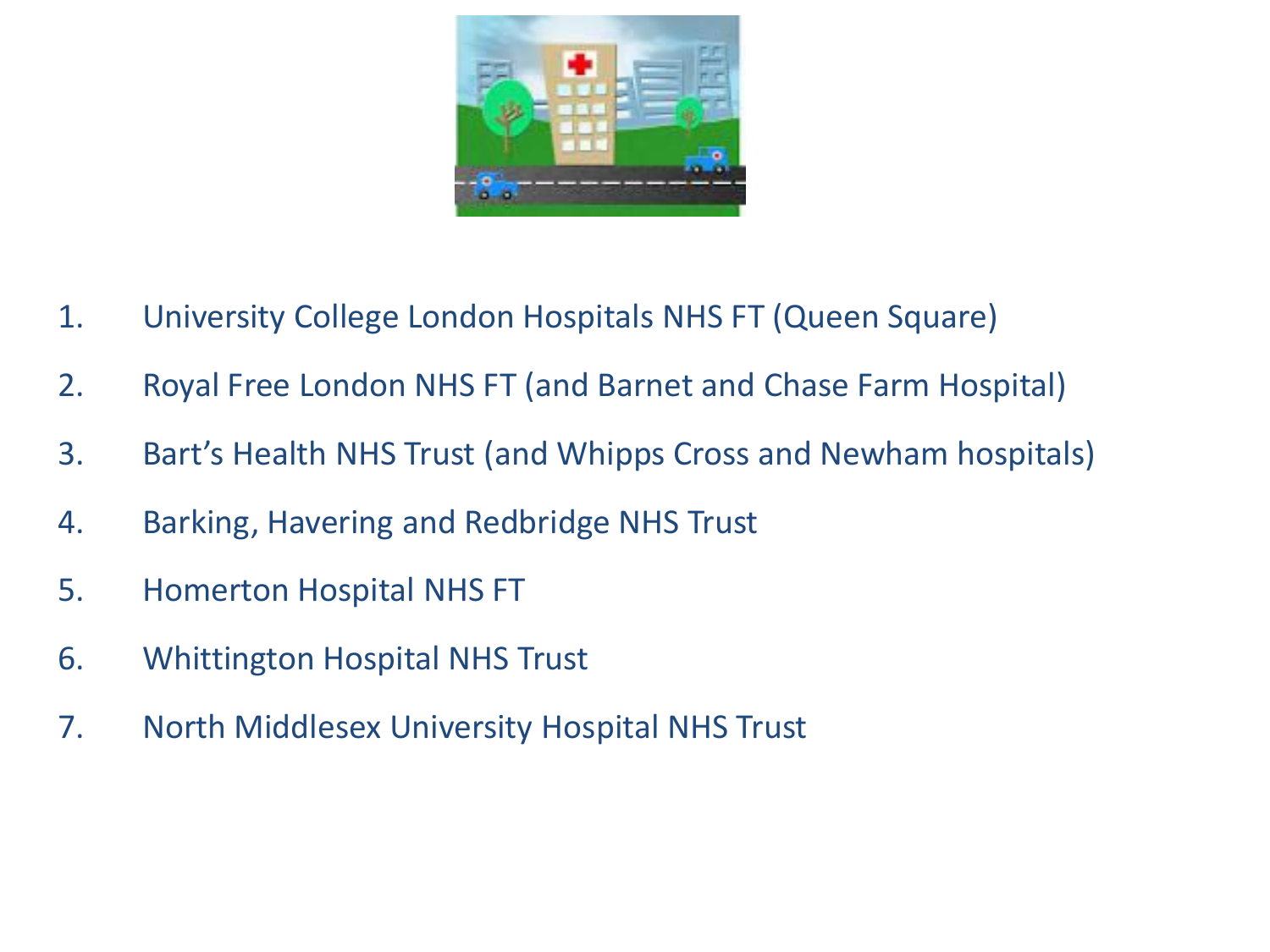1. University College London Hospitals NHS FT (Queen Square)
2. Royal Free London NHS FT (and Barnet and Chase Farm Hospital)
3. Bart's Health NHS Trust (and Whipps Cross and Newham hospitals)
4. Barking, Havering and Redbridge NHS Trust
5. Homerton Hospital NHS FT
6. Whittington Hospital NHS Trust
7. North Middlesex University Hospital NHS Trust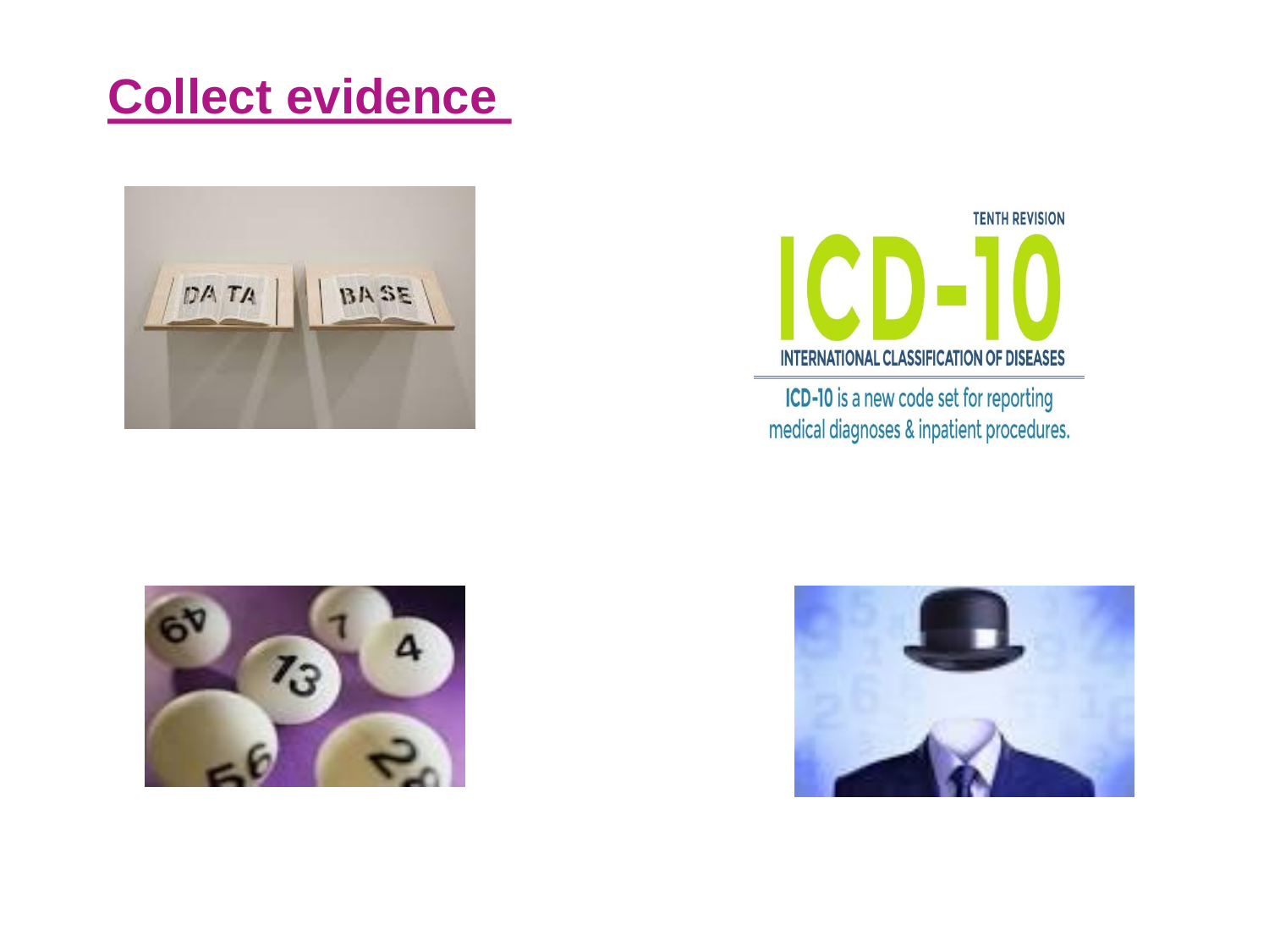# Collect evidence

TENTH REVISION

ICD-10

INTERNATIONAL CLASSIFICATION OF DISEASES

ICD-10 is a new code set for reporting medical diagnoses & inpatient procedures.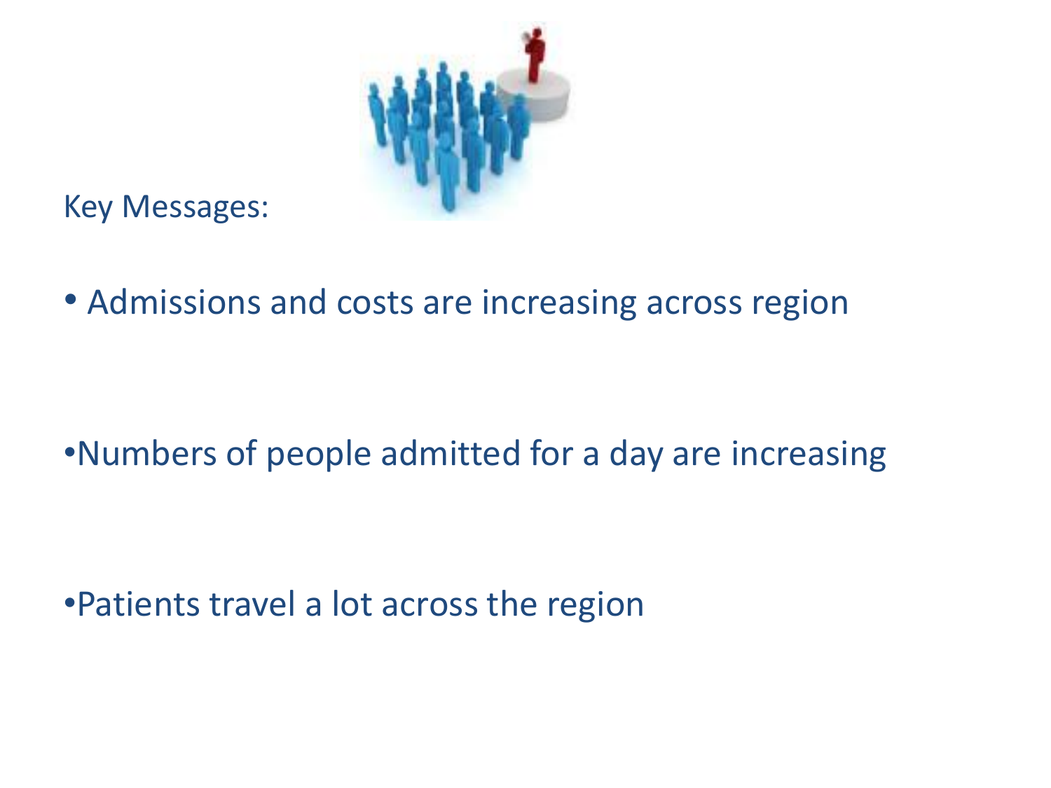Key Messages:

- Admissions and costs are increasing across region

- Numbers of people admitted for a day are increasing

- Patients travel a lot across the region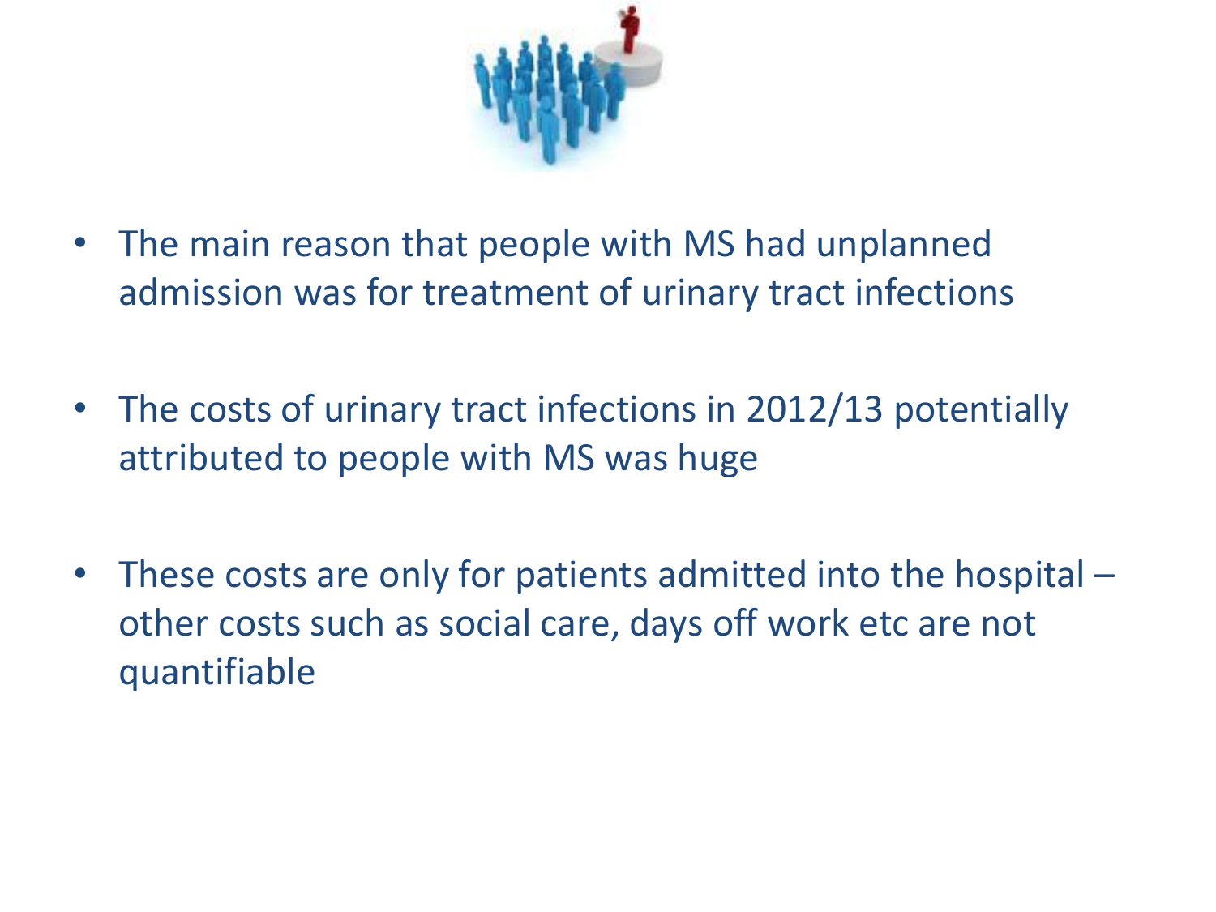- The main reason that people with MS had unplanned admission was for treatment of urinary tract infections

- The costs of urinary tract infections in 2012/13 potentially attributed to people with MS was huge

- These costs are only for patients admitted into the hospital – other costs such as social care, days off work etc are not quantifiable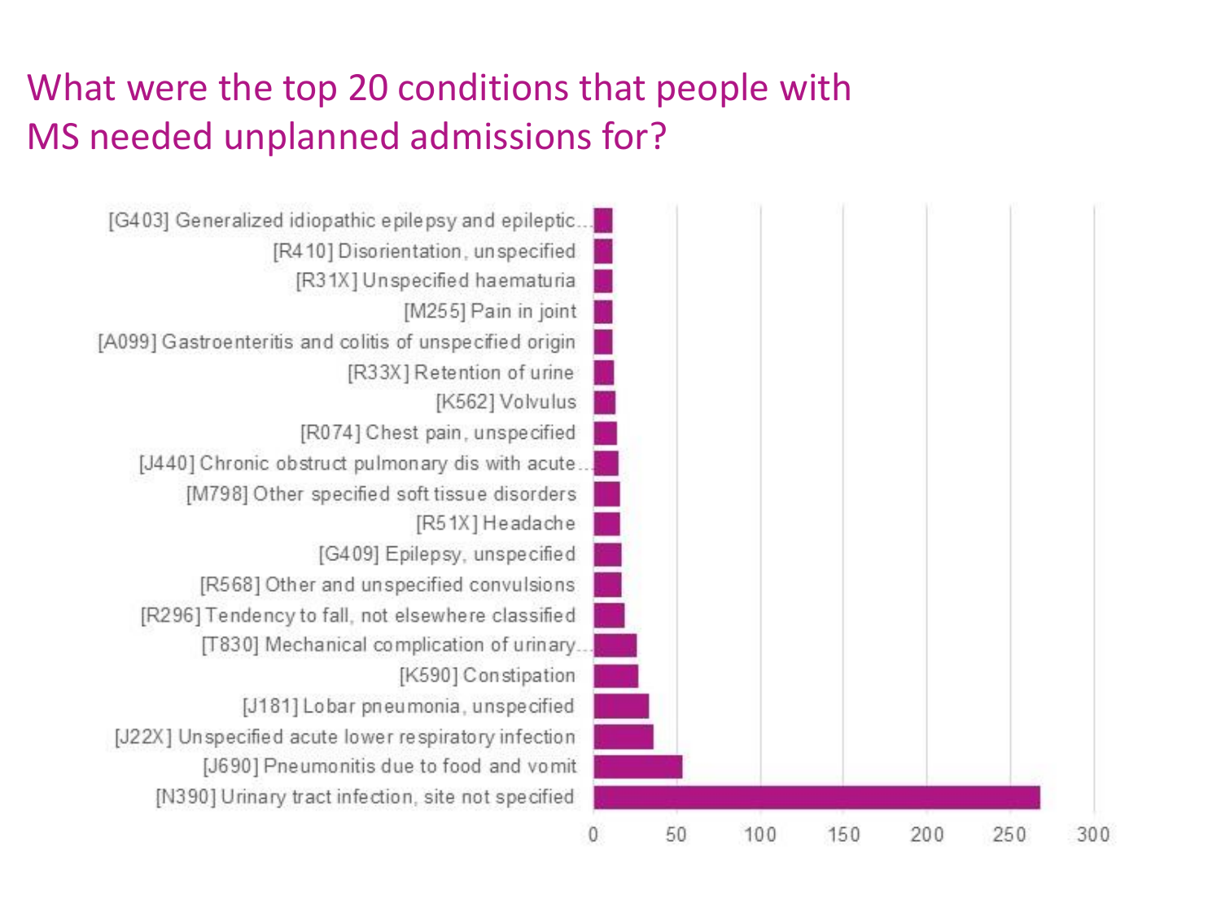# What were the top 20 conditions that people with MS needed unplanned admissions for?

| Condition | Approx. admissions |
|---|---|
| [G403] Generalized idiopathic epilepsy and epileptic... | |
| [R410] Disorientation, unspecified | |
| [R31X] Unspecified haematuria | |
| [M255] Pain in joint | |
| [A099] Gastroenteritis and colitis of unspecified origin | |
| [R33X] Retention of urine | |
| [K562] Volvulus | |
| [R074] Chest pain, unspecified | |
| [J440] Chronic obstruct pulmonary dis with acute... | |
| [M798] Other specified soft tissue disorders | |
| [R51X] Headache | |
| [G409] Epilepsy, unspecified | |
| [R568] Other and unspecified convulsions | |
| [R296] Tendency to fall, not elsewhere classified | |
| [T830] Mechanical complication of urinary... | |
| [K590] Constipation | |
| [J181] Lobar pneumonia, unspecified | |
| [J22X] Unspecified acute lower respiratory infection | |
| [J690] Pneumonitis due to food and vomit | |
| [N390] Urinary tract infection, site not specified | |

Axis: 0, 50, 100, 150, 200, 250, 300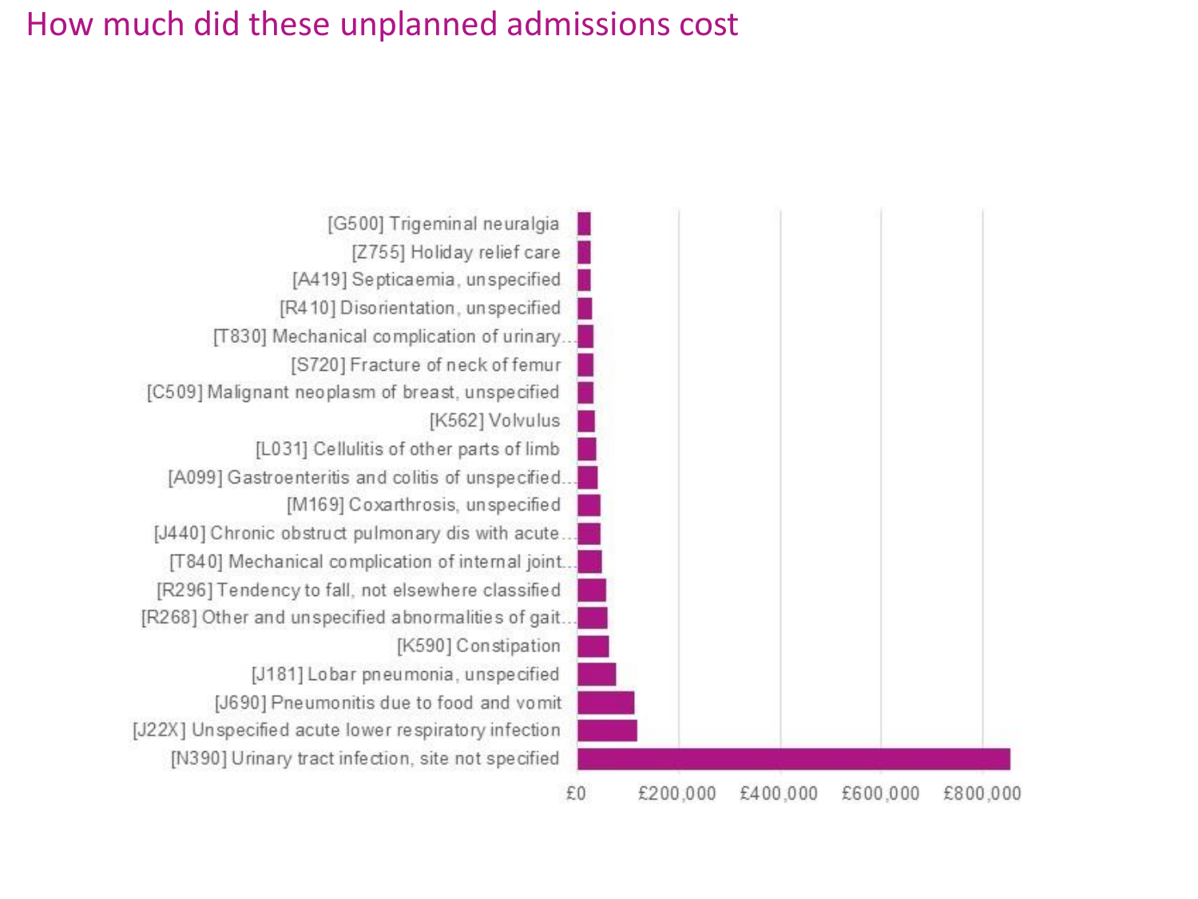# How much did these unplanned admissions cost

[G500] Trigeminal neuralgia
[Z755] Holiday relief care
[A419] Septicaemia, unspecified
[R410] Disorientation, unspecified
[T830] Mechanical complication of urinary...
[S720] Fracture of neck of femur
[C509] Malignant neoplasm of breast, unspecified
[K562] Volvulus
[L031] Cellulitis of other parts of limb
[A099] Gastroenteritis and colitis of unspecified...
[M169] Coxarthrosis, unspecified
[J440] Chronic obstruct pulmonary dis with acute...
[T840] Mechanical complication of internal joint...
[R296] Tendency to fall, not elsewhere classified
[R268] Other and unspecified abnormalities of gait...
[K590] Constipation
[J181] Lobar pneumonia, unspecified
[J690] Pneumonitis due to food and vomit
[J22X] Unspecified acute lower respiratory infection
[N390] Urinary tract infection, site not specified

£0 £200,000 £400,000 £600,000 £800,000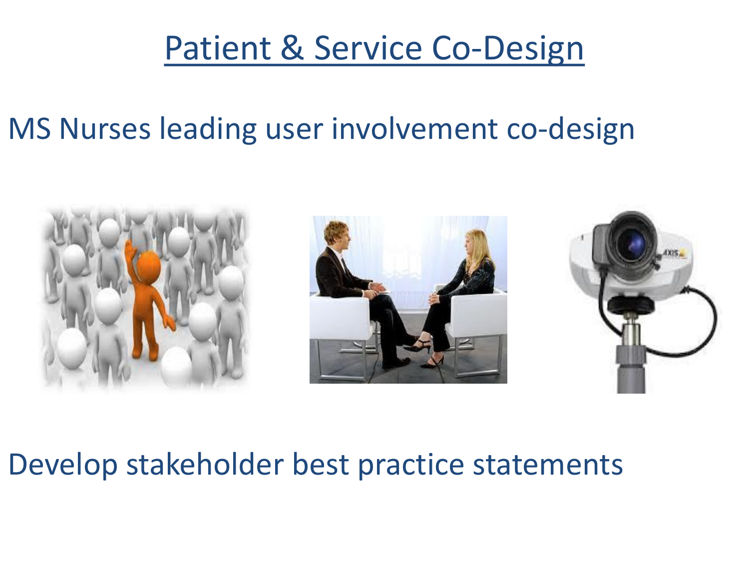# Patient & Service Co-Design

MS Nurses leading user involvement co-design

Develop stakeholder best practice statements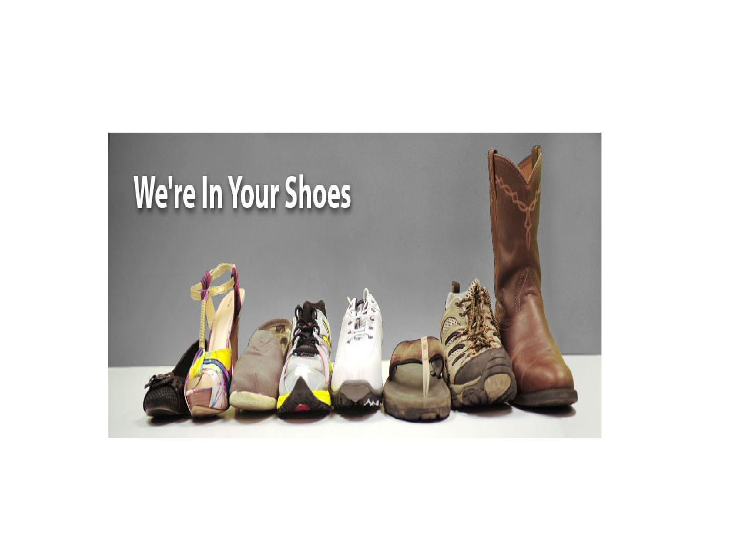We're In Your Shoes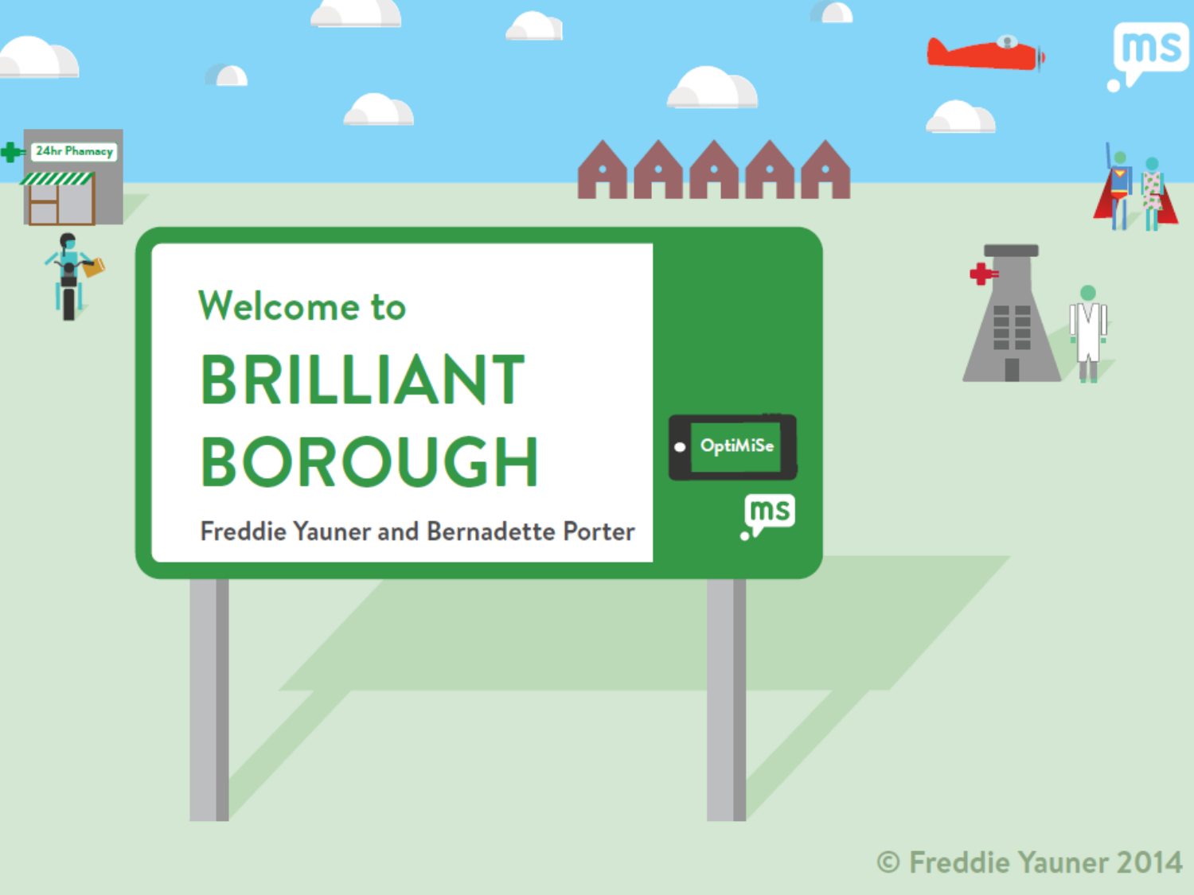Welcome to

# BRILLIANT BOROUGH

Freddie Yauner and Bernadette Porter

OptiMiSe

© Freddie Yauner 2014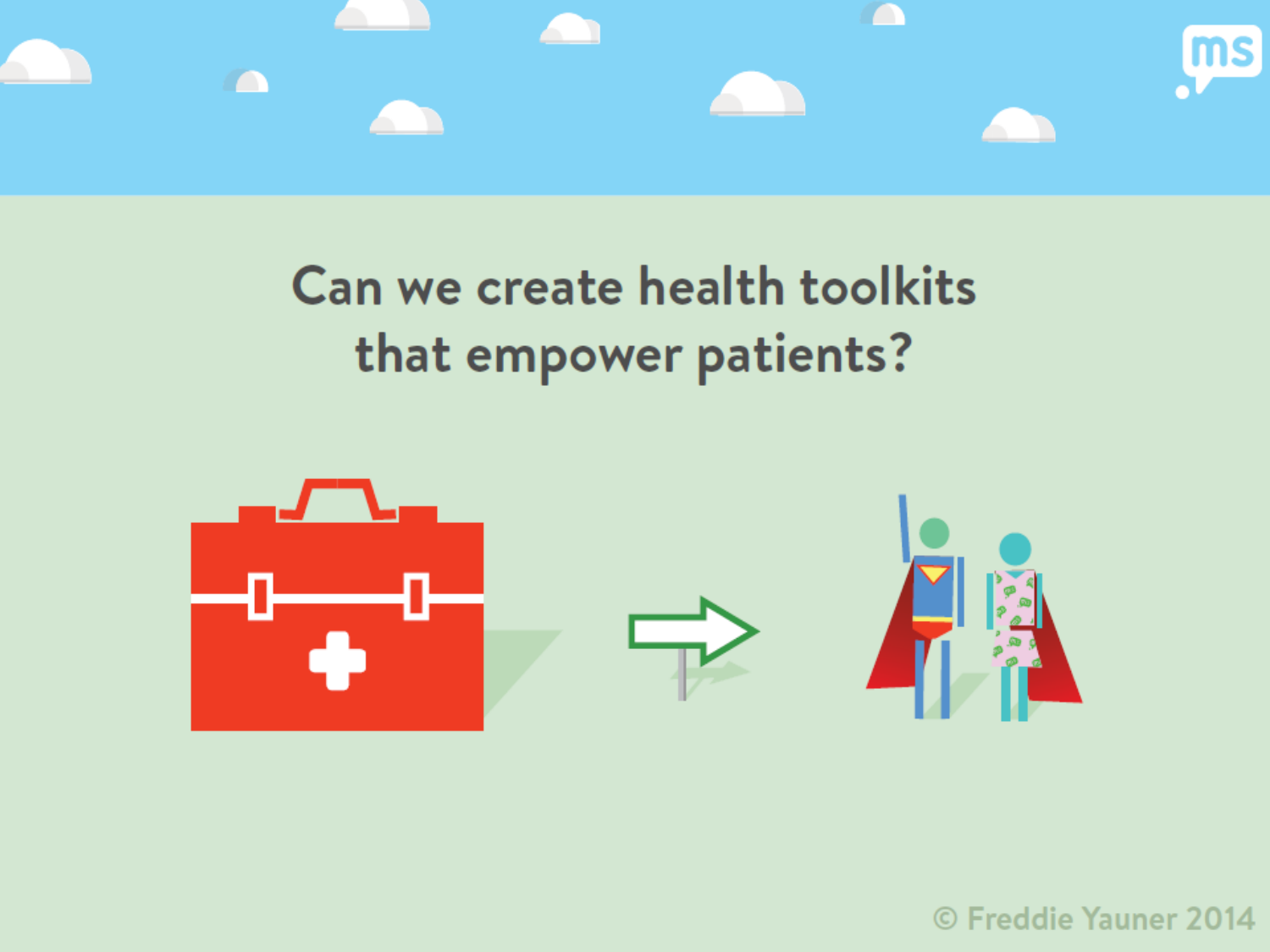Can we create health toolkits that empower patients?

© Freddie Yauner 2014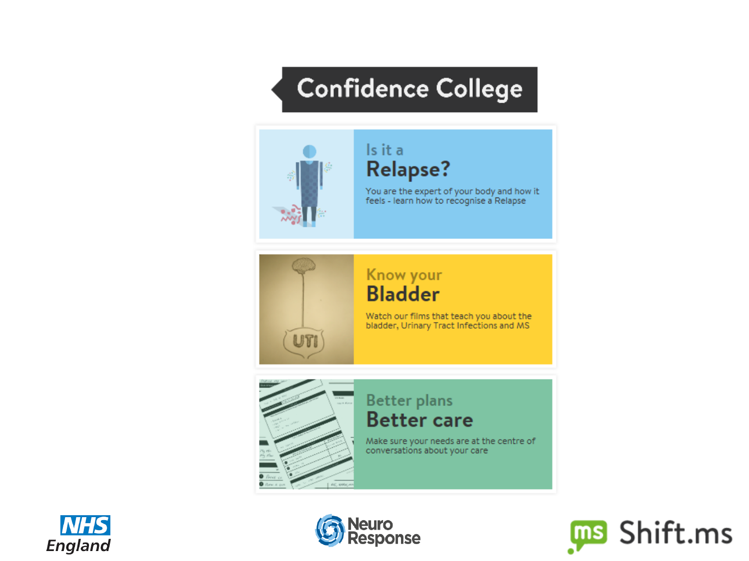# Confidence College

## Is it a Relapse?

You are the expert of your body and how it feels - learn how to recognise a Relapse

## Know your Bladder

Watch our films that teach you about the bladder, Urinary Tract Infections and MS

## Better plans Better care

Make sure your needs are at the centre of conversations about your care

NHS England

Neuro Response

Shift.ms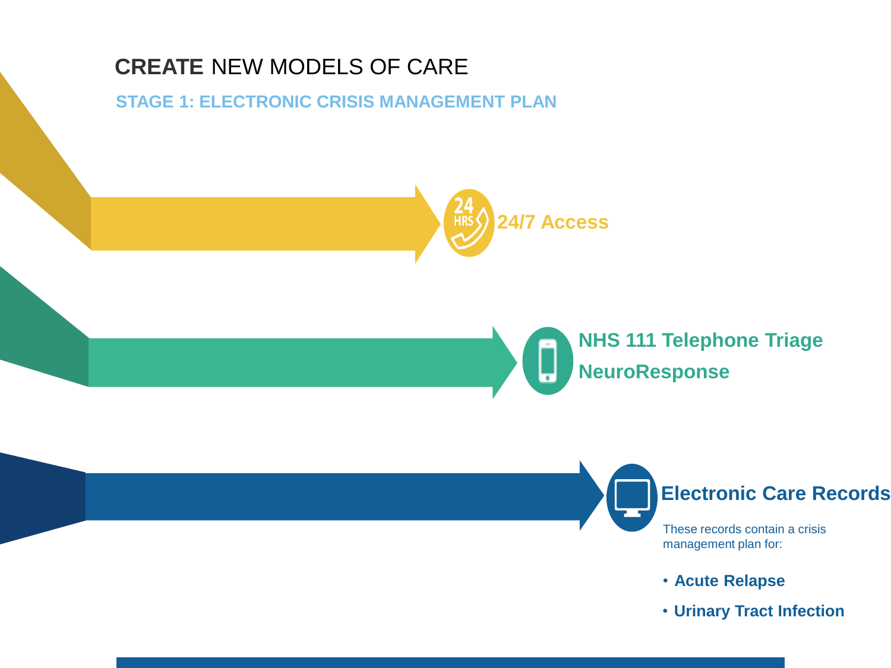# **CREATE** NEW MODELS OF CARE

## STAGE 1: ELECTRONIC CRISIS MANAGEMENT PLAN

**24/7 Access**

**NHS 111 Telephone Triage**

**NeuroResponse**

**Electronic Care Records**

These records contain a crisis management plan for:

- **Acute Relapse**
- **Urinary Tract Infection**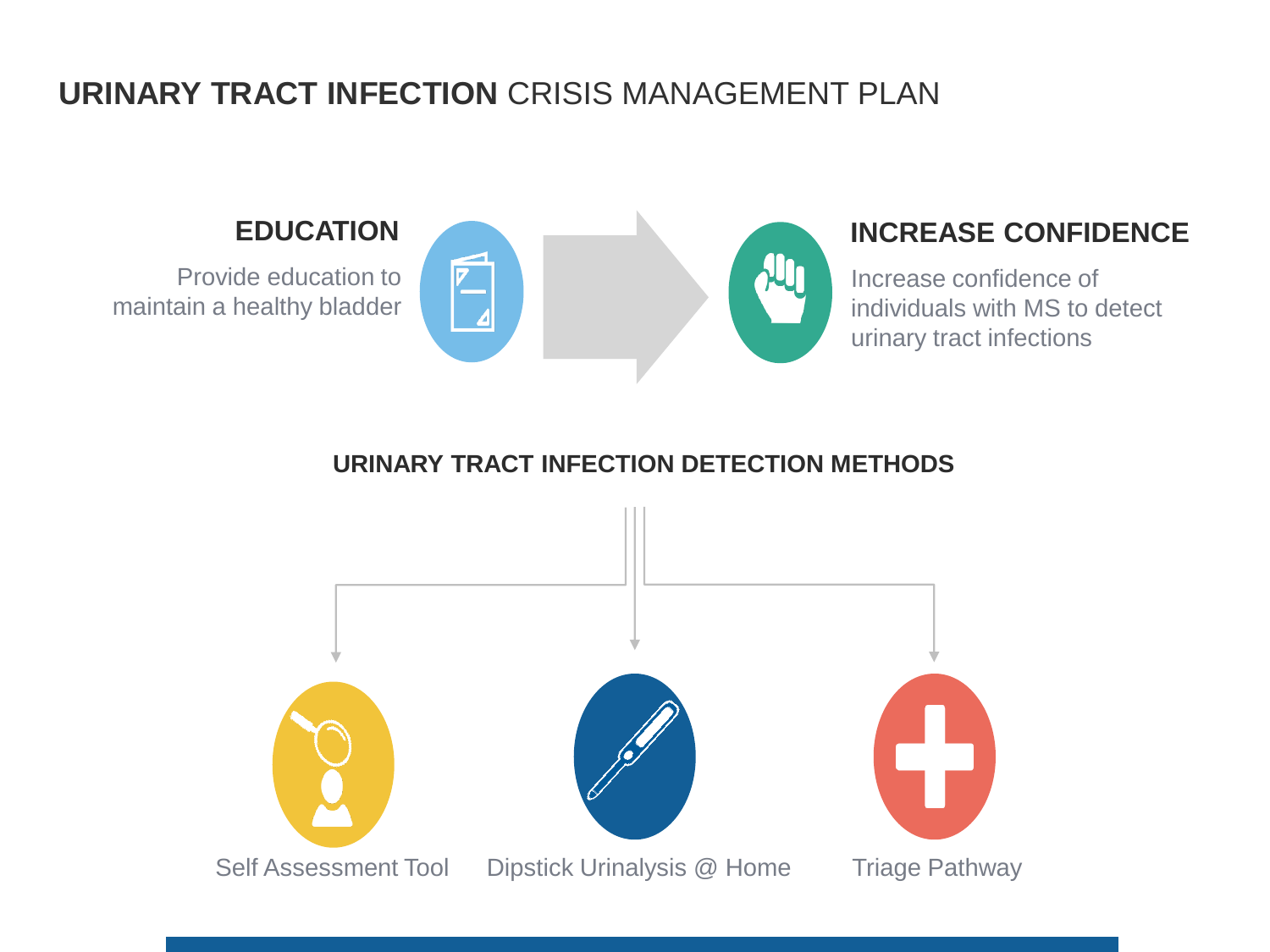# URINARY TRACT INFECTION CRISIS MANAGEMENT PLAN

## EDUCATION

Provide education to maintain a healthy bladder

## INCREASE CONFIDENCE

Increase confidence of individuals with MS to detect urinary tract infections

## URINARY TRACT INFECTION DETECTION METHODS

- Self Assessment Tool
- Dipstick Urinalysis @ Home
- Triage Pathway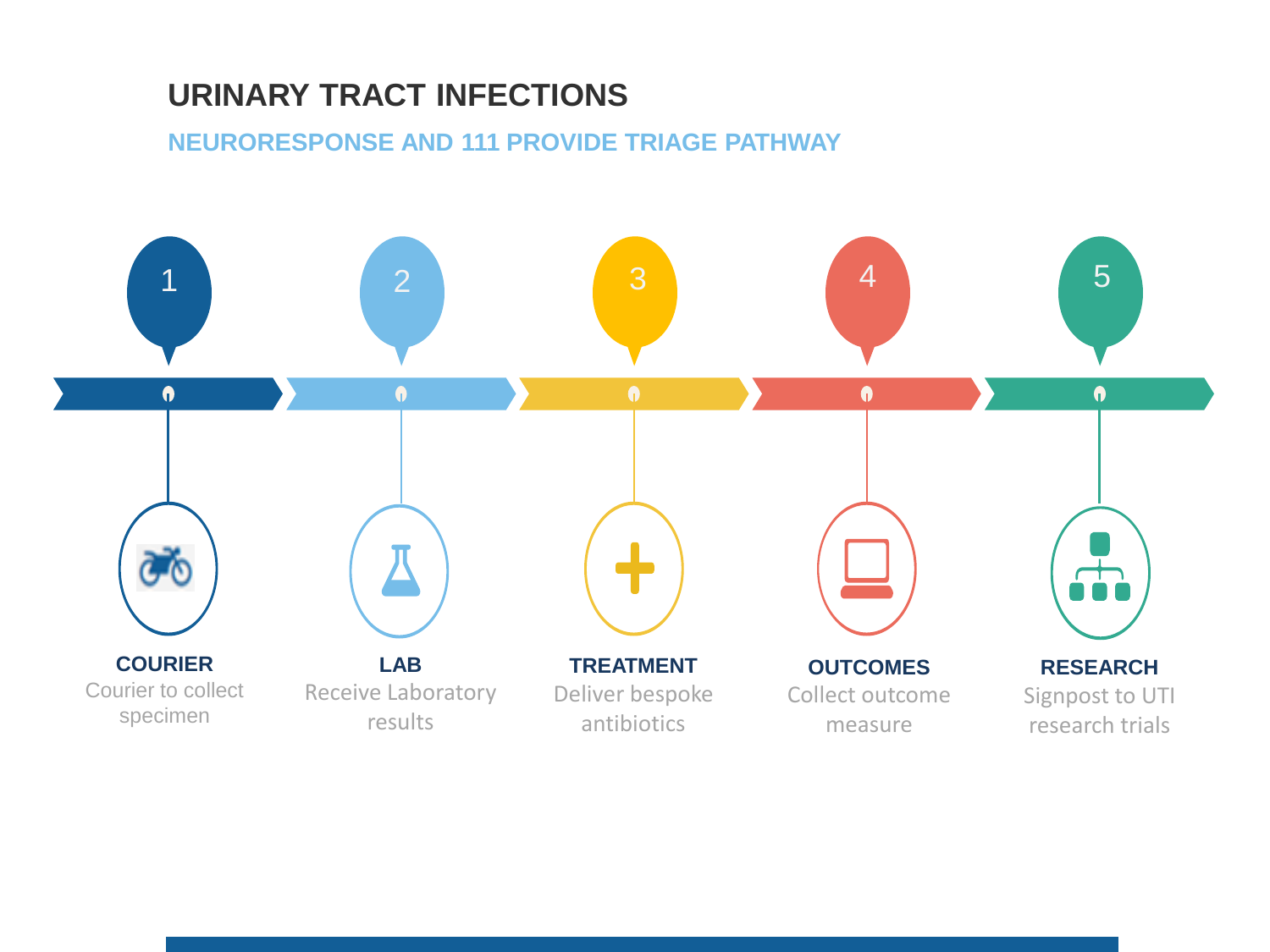# URINARY TRACT INFECTIONS

## NEURORESPONSE AND 111 PROVIDE TRIAGE PATHWAY

1. **COURIER**
   Courier to collect specimen

2. **LAB**
   Receive Laboratory results

3. **TREATMENT**
   Deliver bespoke antibiotics

4. **OUTCOMES**
   Collect outcome measure

5. **RESEARCH**
   Signpost to UTI research trials